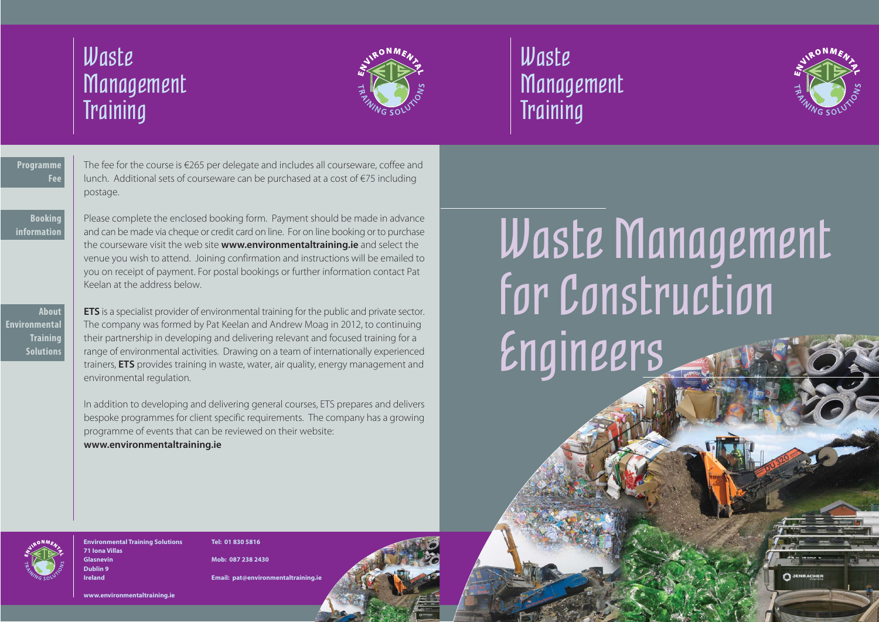# Waste Management Training

ENVIRONMENTAL TRAINING SOLUTIONS

**Programme Fee**

The fee for the course is €265 per delegate and includes all courseware, coffee and lunch. Additional sets of courseware can be purchased at a cost of €75 including postage.

**Booking information**

Please complete the enclosed booking form. Payment should be made in advance and can be made via cheque or credit card on line. For on line booking or to purchase the courseware visit the web site **www.environmentaltraining.ie** and select the venue you wish to attend. Joining confirmation and instructions will be emailed to you on receipt of payment. For postal bookings or further information contact Pat Keelan at the address below.

**About Environmental Training Solutions**

**ETS** is a specialist provider of environmental training for the public and private sector. The company was formed by Pat Keelan and Andrew Moag in 2012, to continuing their partnership in developing and delivering relevant and focused training for a range of environmental activities. Drawing on a team of internationally experienced trainers, **ETS** provides training in waste, water, air quality, energy management and environmental regulation.

In addition to developing and delivering general courses, ETS prepares and delivers bespoke programmes for client specific requirements. The company has a growing programme of events that can be reviewed on their website: **www.environmentaltraining.ie**

**Environmental Training Solutions**
**71 Iona Villas**
**Glasnevin**
**Dublin 9**
**Ireland**

**www.environmentaltraining.ie**

**Tel: 01 830 5816**

**Mob: 087 238 2430**

**Email: pat@environmentaltraining.ie**

# Waste Management Training

ENVIRONMENTAL TRAINING SOLUTIONS

# Waste Management for Construction Engineers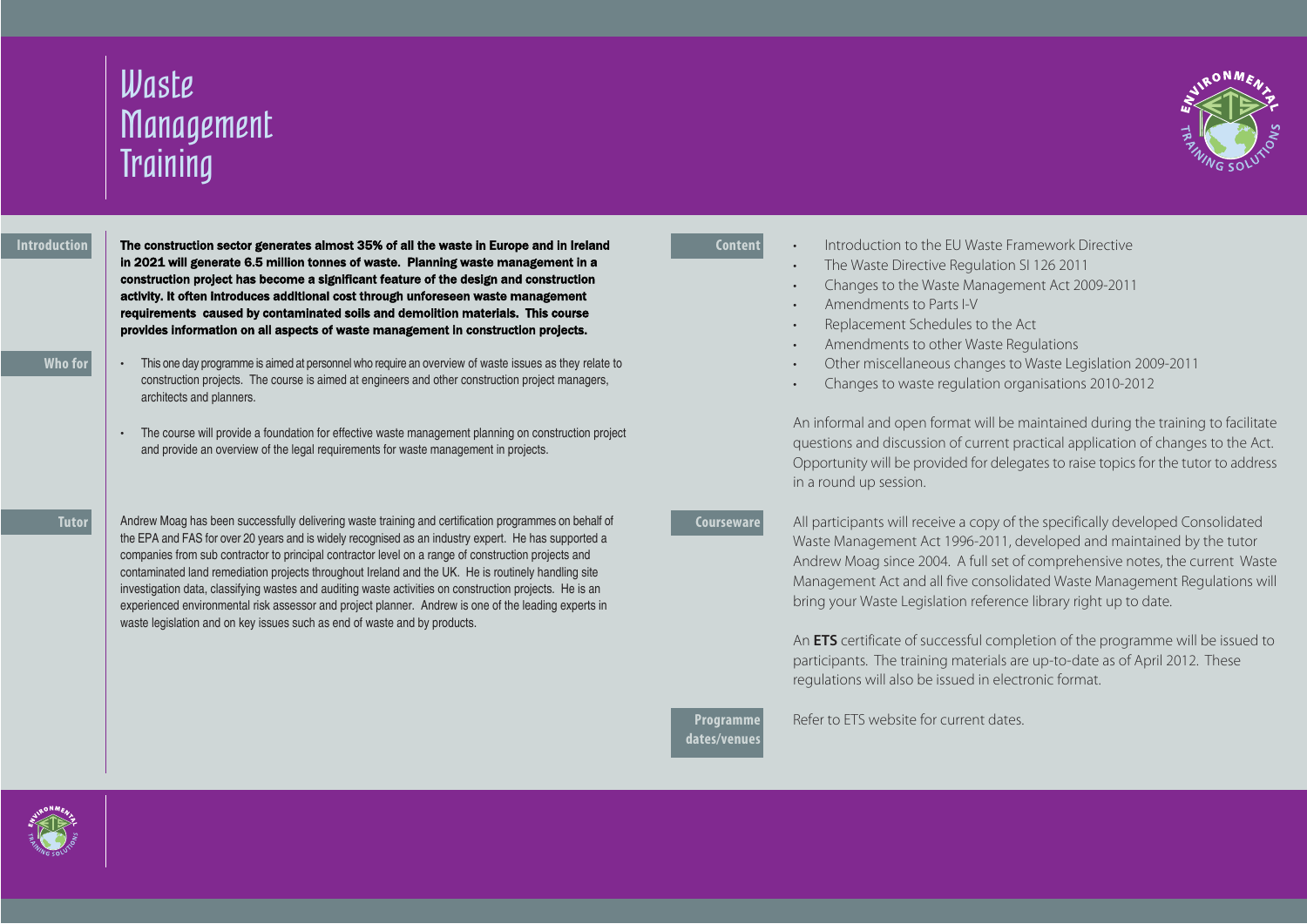# Waste Management Training

## Introduction

**The construction sector generates almost 35% of all the waste in Europe and in Ireland in 2021 will generate 6.5 million tonnes of waste. Planning waste management in a construction project has become a significant feature of the design and construction activity. It often introduces additional cost through unforeseen waste management requirements caused by contaminated soils and demolition materials. This course provides information on all aspects of waste management in construction projects.**

## Who for

- This one day programme is aimed at personnel who require an overview of waste issues as they relate to construction projects. The course is aimed at engineers and other construction project managers, architects and planners.
- The course will provide a foundation for effective waste management planning on construction project and provide an overview of the legal requirements for waste management in projects.

## Tutor

Andrew Moag has been successfully delivering waste training and certification programmes on behalf of the EPA and FAS for over 20 years and is widely recognised as an industry expert. He has supported a companies from sub contractor to principal contractor level on a range of construction projects and contaminated land remediation projects throughout Ireland and the UK. He is routinely handling site investigation data, classifying wastes and auditing waste activities on construction projects. He is an experienced environmental risk assessor and project planner. Andrew is one of the leading experts in waste legislation and on key issues such as end of waste and by products.

## Content

- Introduction to the EU Waste Framework Directive
- The Waste Directive Regulation SI 126 2011
- Changes to the Waste Management Act 2009-2011
- Amendments to Parts I-V
- Replacement Schedules to the Act
- Amendments to other Waste Regulations
- Other miscellaneous changes to Waste Legislation 2009-2011
- Changes to waste regulation organisations 2010-2012

An informal and open format will be maintained during the training to facilitate questions and discussion of current practical application of changes to the Act. Opportunity will be provided for delegates to raise topics for the tutor to address in a round up session.

## Courseware

All participants will receive a copy of the specifically developed Consolidated Waste Management Act 1996-2011, developed and maintained by the tutor Andrew Moag since 2004. A full set of comprehensive notes, the current Waste Management Act and all five consolidated Waste Management Regulations will bring your Waste Legislation reference library right up to date.

An **ETS** certificate of successful completion of the programme will be issued to participants. The training materials are up-to-date as of April 2012. These regulations will also be issued in electronic format.

## Programme dates/venues

Refer to ETS website for current dates.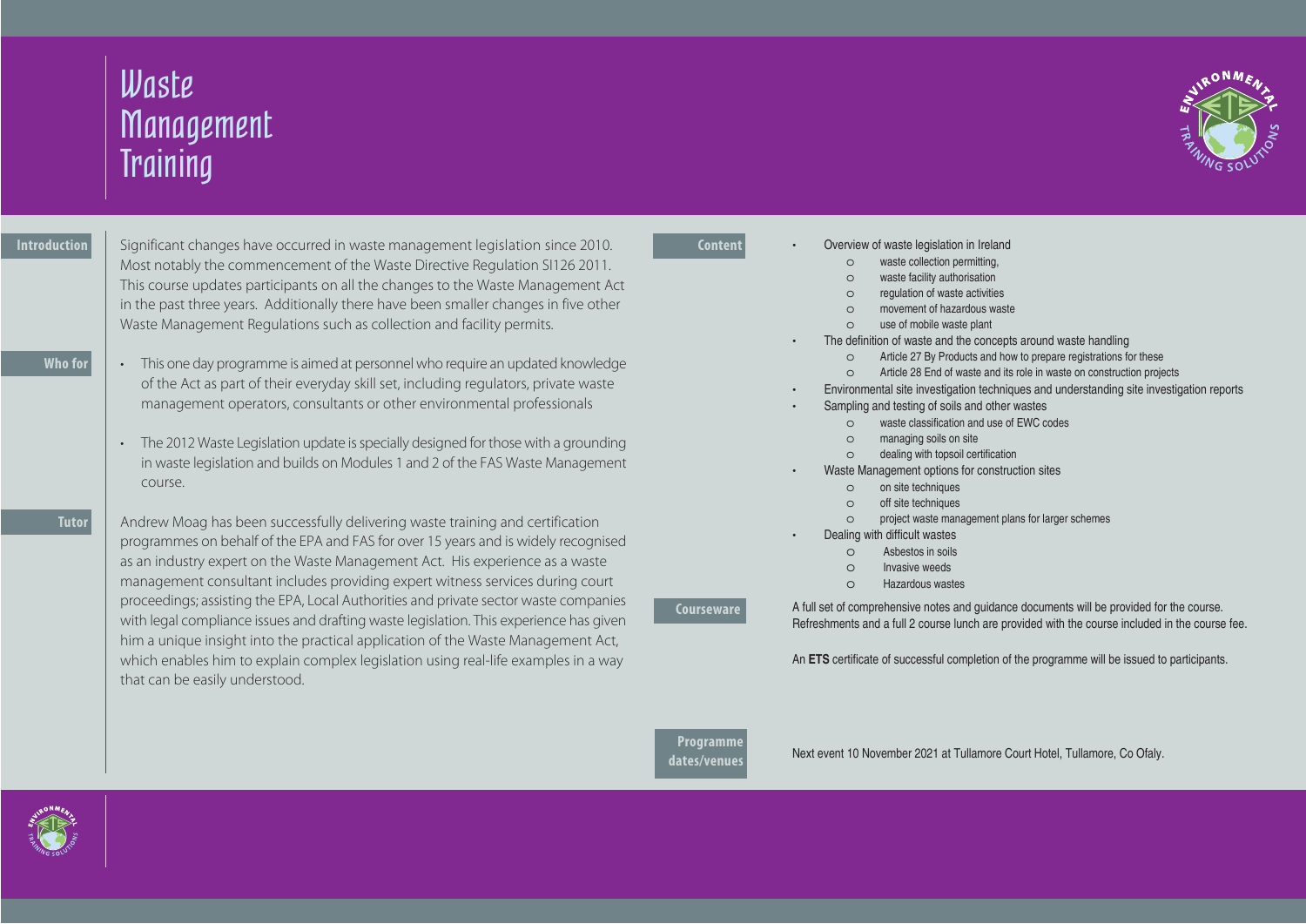# Waste Management Training

## Introduction

Significant changes have occurred in waste management legislation since 2010. Most notably the commencement of the Waste Directive Regulation SI126 2011. This course updates participants on all the changes to the Waste Management Act in the past three years. Additionally there have been smaller changes in five other Waste Management Regulations such as collection and facility permits.

## Who for

- This one day programme is aimed at personnel who require an updated knowledge of the Act as part of their everyday skill set, including regulators, private waste management operators, consultants or other environmental professionals
- The 2012 Waste Legislation update is specially designed for those with a grounding in waste legislation and builds on Modules 1 and 2 of the FAS Waste Management course.

## Tutor

Andrew Moag has been successfully delivering waste training and certification programmes on behalf of the EPA and FAS for over 15 years and is widely recognised as an industry expert on the Waste Management Act. His experience as a waste management consultant includes providing expert witness services during court proceedings; assisting the EPA, Local Authorities and private sector waste companies with legal compliance issues and drafting waste legislation. This experience has given him a unique insight into the practical application of the Waste Management Act, which enables him to explain complex legislation using real-life examples in a way that can be easily understood.

## Content

- Overview of waste legislation in Ireland
  - waste collection permitting,
  - waste facility authorisation
  - regulation of waste activities
  - movement of hazardous waste
  - use of mobile waste plant
- The definition of waste and the concepts around waste handling
  - Article 27 By Products and how to prepare registrations for these
  - Article 28 End of waste and its role in waste on construction projects
- Environmental site investigation techniques and understanding site investigation reports
- Sampling and testing of soils and other wastes
  - waste classification and use of EWC codes
  - managing soils on site
  - dealing with topsoil certification
- Waste Management options for construction sites
  - on site techniques
  - off site techniques
  - project waste management plans for larger schemes
- Dealing with difficult wastes
  - Asbestos in soils
  - Invasive weeds
  - Hazardous wastes

## Courseware

A full set of comprehensive notes and guidance documents will be provided for the course. Refreshments and a full 2 course lunch are provided with the course included in the course fee.

An **ETS** certificate of successful completion of the programme will be issued to participants.

## Programme dates/venues

Next event 10 November 2021 at Tullamore Court Hotel, Tullamore, Co Ofaly.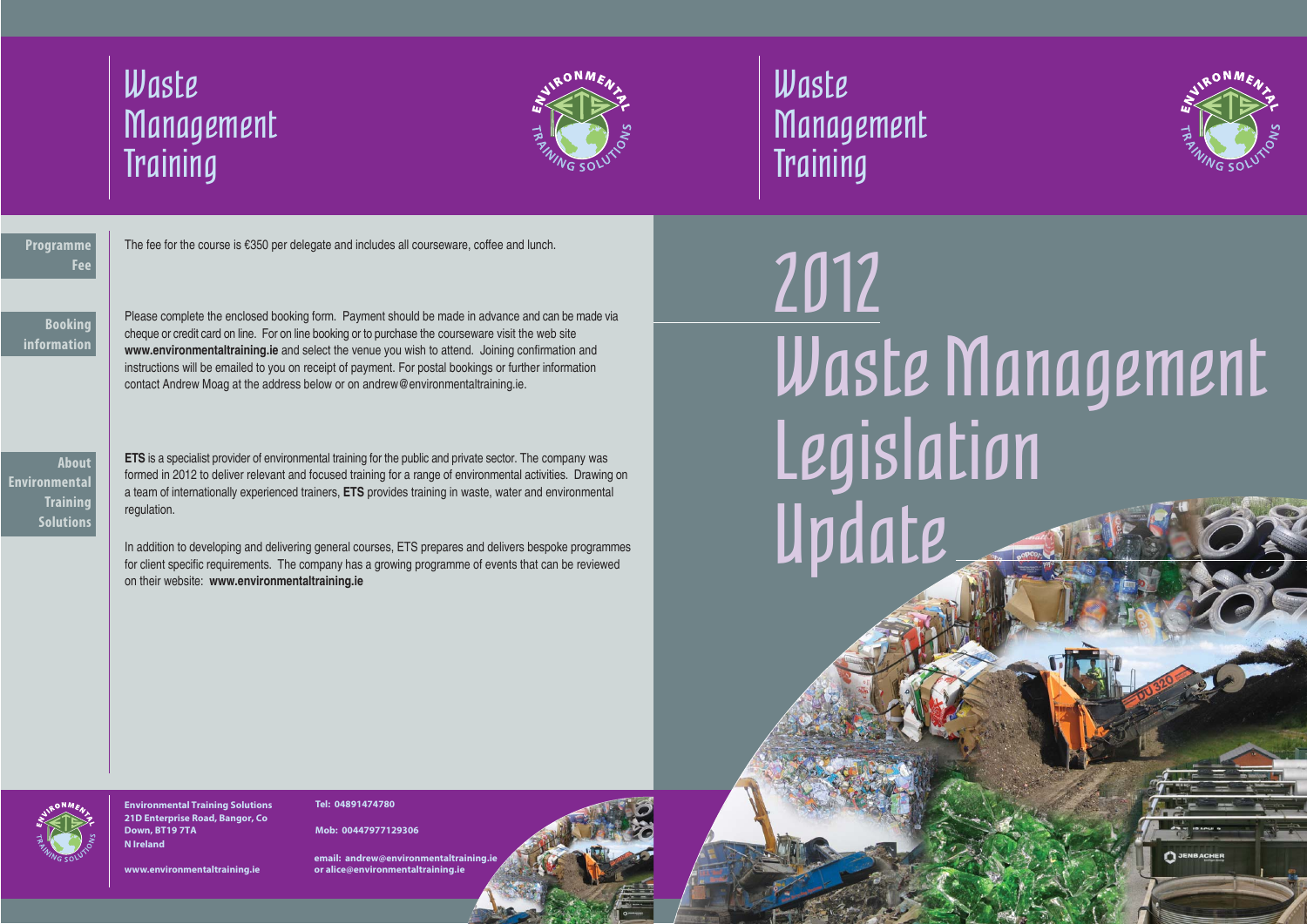# Waste Management Training

**Programme Fee**

The fee for the course is €350 per delegate and includes all courseware, coffee and lunch.

**Booking information**

Please complete the enclosed booking form. Payment should be made in advance and can be made via cheque or credit card on line. For on line booking or to purchase the courseware visit the web site **www.environmentaltraining.ie** and select the venue you wish to attend. Joining confirmation and instructions will be emailed to you on receipt of payment. For postal bookings or further information contact Andrew Moag at the address below or on andrew@environmentaltraining.ie.

**About Environmental Training Solutions**

**ETS** is a specialist provider of environmental training for the public and private sector. The company was formed in 2012 to deliver relevant and focused training for a range of environmental activities. Drawing on a team of internationally experienced trainers, **ETS** provides training in waste, water and environmental regulation.

In addition to developing and delivering general courses, ETS prepares and delivers bespoke programmes for client specific requirements. The company has a growing programme of events that can be reviewed on their website: **www.environmentaltraining.ie**

**Environmental Training Solutions**
**21D Enterprise Road, Bangor, Co Down, BT19 7TA**
**N Ireland**

**www.environmentaltraining.ie**

**Tel: 04891474780**

**Mob: 00447977129306**

**email: andrew@environmentaltraining.ie or alice@environmentaltraining.ie**

# Waste Management Training

# 2012 Waste Management Legislation Update